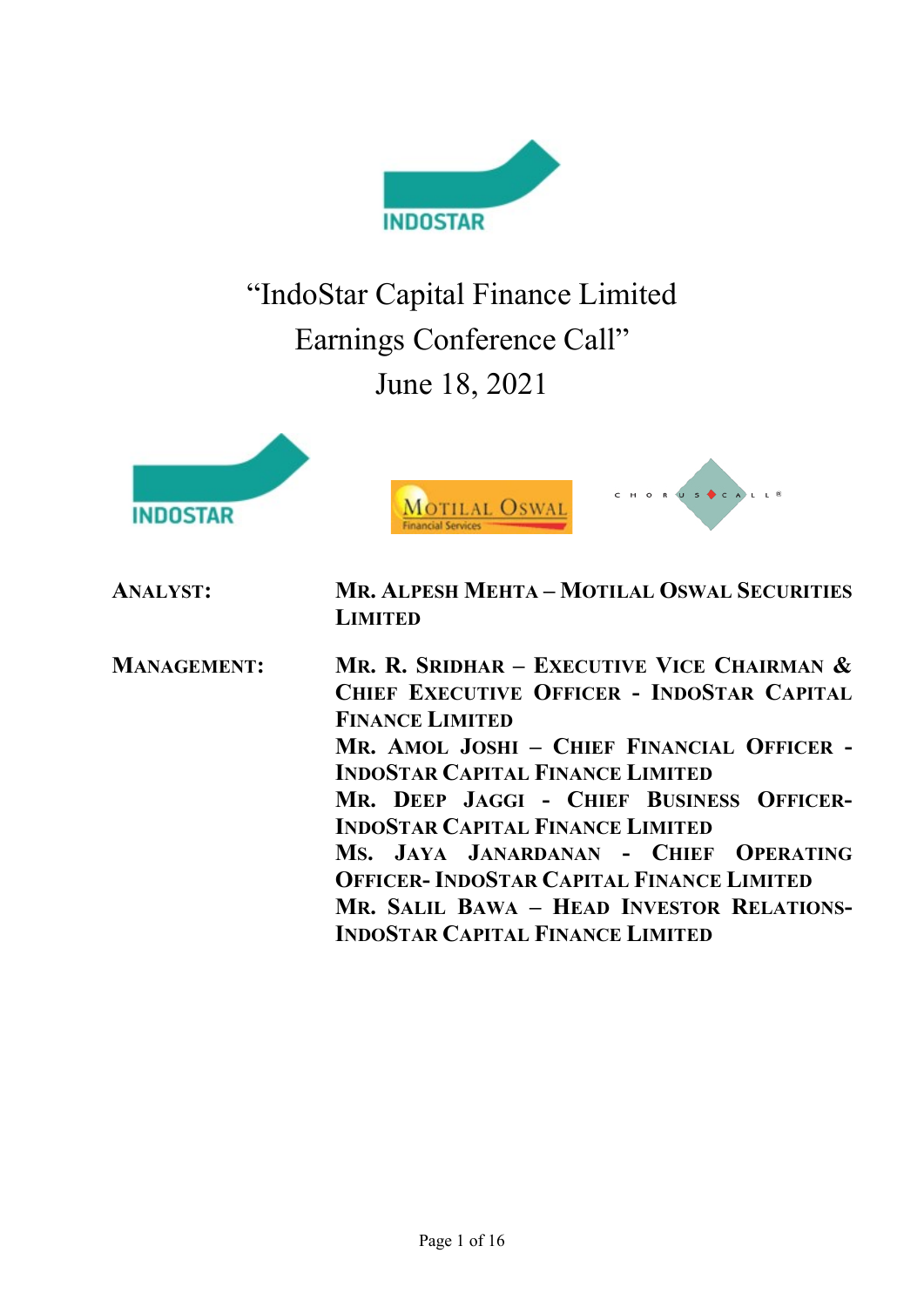# "IndoStar Capital Finance Limited Earnings Conference Call"

## June 18, 2021

**ANALYST:** **MR. ALPESH MEHTA – MOTILAL OSWAL SECURITIES LIMITED**

**MANAGEMENT:** **MR. R. SRIDHAR – EXECUTIVE VICE CHAIRMAN & CHIEF EXECUTIVE OFFICER - INDOSTAR CAPITAL FINANCE LIMITED**

**MR. AMOL JOSHI – CHIEF FINANCIAL OFFICER - INDOSTAR CAPITAL FINANCE LIMITED**

**MR. DEEP JAGGI - CHIEF BUSINESS OFFICER- INDOSTAR CAPITAL FINANCE LIMITED**

**MS. JAYA JANARDANAN - CHIEF OPERATING OFFICER- INDOSTAR CAPITAL FINANCE LIMITED**

**MR. SALIL BAWA – HEAD INVESTOR RELATIONS- INDOSTAR CAPITAL FINANCE LIMITED**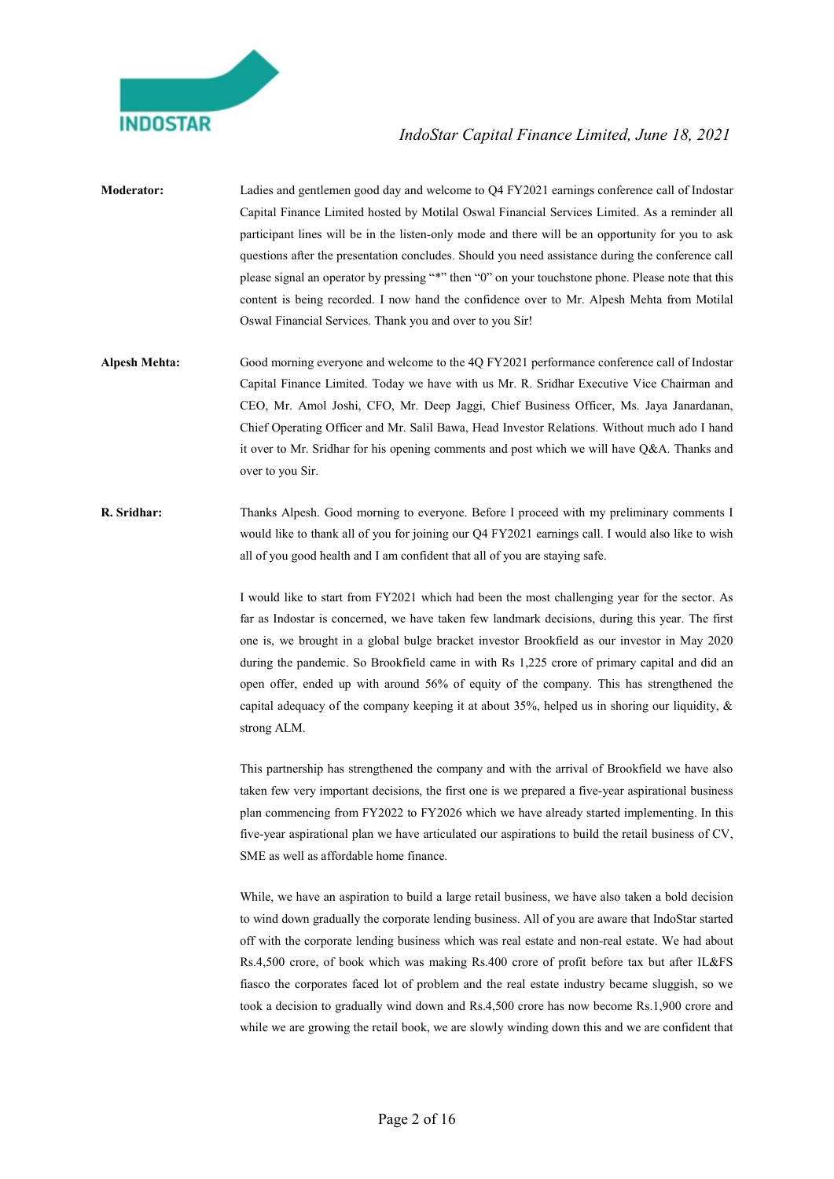**Moderator:** Ladies and gentlemen good day and welcome to Q4 FY2021 earnings conference call of Indostar Capital Finance Limited hosted by Motilal Oswal Financial Services Limited. As a reminder all participant lines will be in the listen-only mode and there will be an opportunity for you to ask questions after the presentation concludes. Should you need assistance during the conference call please signal an operator by pressing "*" then "0" on your touchstone phone. Please note that this content is being recorded. I now hand the confidence over to Mr. Alpesh Mehta from Motilal Oswal Financial Services. Thank you and over to you Sir!

**Alpesh Mehta:** Good morning everyone and welcome to the 4Q FY2021 performance conference call of Indostar Capital Finance Limited. Today we have with us Mr. R. Sridhar Executive Vice Chairman and CEO, Mr. Amol Joshi, CFO, Mr. Deep Jaggi, Chief Business Officer, Ms. Jaya Janardanan, Chief Operating Officer and Mr. Salil Bawa, Head Investor Relations. Without much ado I hand it over to Mr. Sridhar for his opening comments and post which we will have Q&A. Thanks and over to you Sir.

**R. Sridhar:** Thanks Alpesh. Good morning to everyone. Before I proceed with my preliminary comments I would like to thank all of you for joining our Q4 FY2021 earnings call. I would also like to wish all of you good health and I am confident that all of you are staying safe.

I would like to start from FY2021 which had been the most challenging year for the sector. As far as Indostar is concerned, we have taken few landmark decisions, during this year. The first one is, we brought in a global bulge bracket investor Brookfield as our investor in May 2020 during the pandemic. So Brookfield came in with Rs 1,225 crore of primary capital and did an open offer, ended up with around 56% of equity of the company. This has strengthened the capital adequacy of the company keeping it at about 35%, helped us in shoring our liquidity, & strong ALM.

This partnership has strengthened the company and with the arrival of Brookfield we have also taken few very important decisions, the first one is we prepared a five-year aspirational business plan commencing from FY2022 to FY2026 which we have already started implementing. In this five-year aspirational plan we have articulated our aspirations to build the retail business of CV, SME as well as affordable home finance.

While, we have an aspiration to build a large retail business, we have also taken a bold decision to wind down gradually the corporate lending business. All of you are aware that IndoStar started off with the corporate lending business which was real estate and non-real estate. We had about Rs.4,500 crore, of book which was making Rs.400 crore of profit before tax but after IL&FS fiasco the corporates faced lot of problem and the real estate industry became sluggish, so we took a decision to gradually wind down and Rs.4,500 crore has now become Rs.1,900 crore and while we are growing the retail book, we are slowly winding down this and we are confident that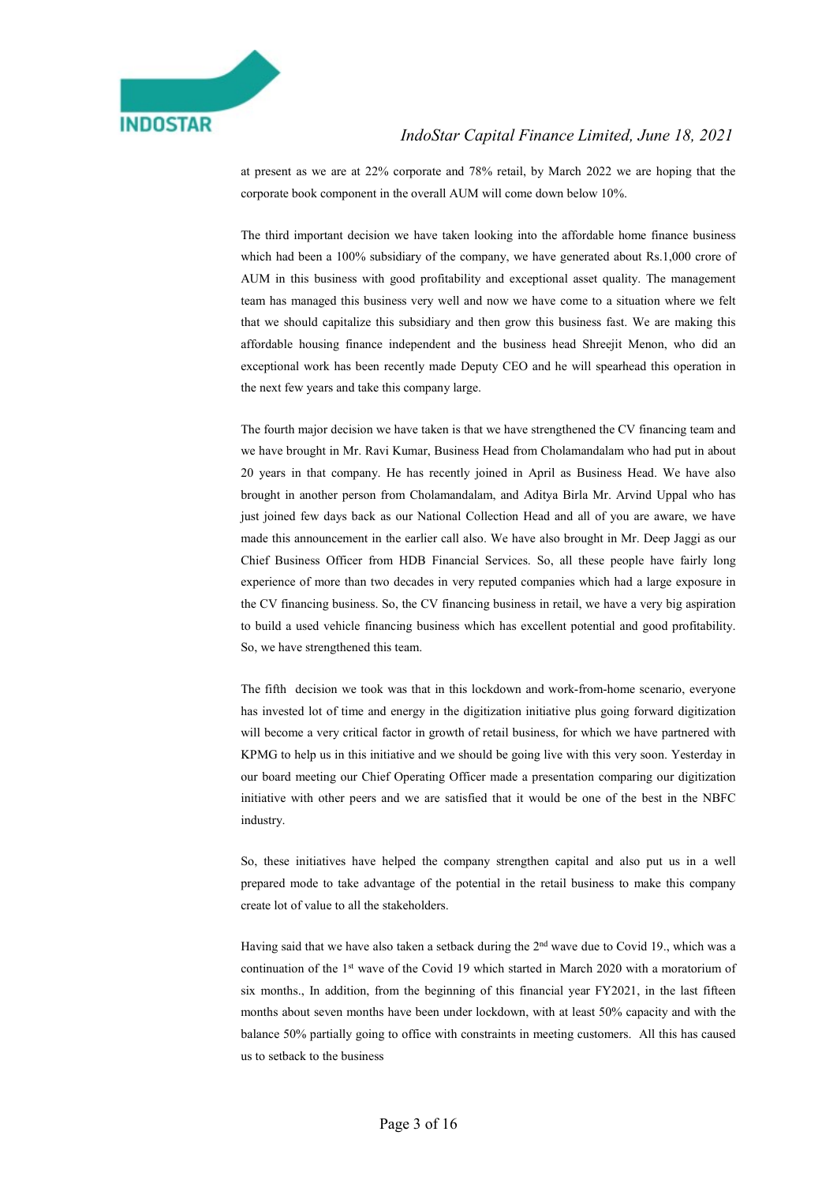at present as we are at 22% corporate and 78% retail, by March 2022 we are hoping that the corporate book component in the overall AUM will come down below 10%.

The third important decision we have taken looking into the affordable home finance business which had been a 100% subsidiary of the company, we have generated about Rs.1,000 crore of AUM in this business with good profitability and exceptional asset quality. The management team has managed this business very well and now we have come to a situation where we felt that we should capitalize this subsidiary and then grow this business fast. We are making this affordable housing finance independent and the business head Shreejit Menon, who did an exceptional work has been recently made Deputy CEO and he will spearhead this operation in the next few years and take this company large.

The fourth major decision we have taken is that we have strengthened the CV financing team and we have brought in Mr. Ravi Kumar, Business Head from Cholamandalam who had put in about 20 years in that company. He has recently joined in April as Business Head. We have also brought in another person from Cholamandalam, and Aditya Birla Mr. Arvind Uppal who has just joined few days back as our National Collection Head and all of you are aware, we have made this announcement in the earlier call also. We have also brought in Mr. Deep Jaggi as our Chief Business Officer from HDB Financial Services. So, all these people have fairly long experience of more than two decades in very reputed companies which had a large exposure in the CV financing business. So, the CV financing business in retail, we have a very big aspiration to build a used vehicle financing business which has excellent potential and good profitability. So, we have strengthened this team.

The fifth decision we took was that in this lockdown and work-from-home scenario, everyone has invested lot of time and energy in the digitization initiative plus going forward digitization will become a very critical factor in growth of retail business, for which we have partnered with KPMG to help us in this initiative and we should be going live with this very soon. Yesterday in our board meeting our Chief Operating Officer made a presentation comparing our digitization initiative with other peers and we are satisfied that it would be one of the best in the NBFC industry.

So, these initiatives have helped the company strengthen capital and also put us in a well prepared mode to take advantage of the potential in the retail business to make this company create lot of value to all the stakeholders.

Having said that we have also taken a setback during the 2nd wave due to Covid 19., which was a continuation of the 1st wave of the Covid 19 which started in March 2020 with a moratorium of six months., In addition, from the beginning of this financial year FY2021, in the last fifteen months about seven months have been under lockdown, with at least 50% capacity and with the balance 50% partially going to office with constraints in meeting customers. All this has caused us to setback to the business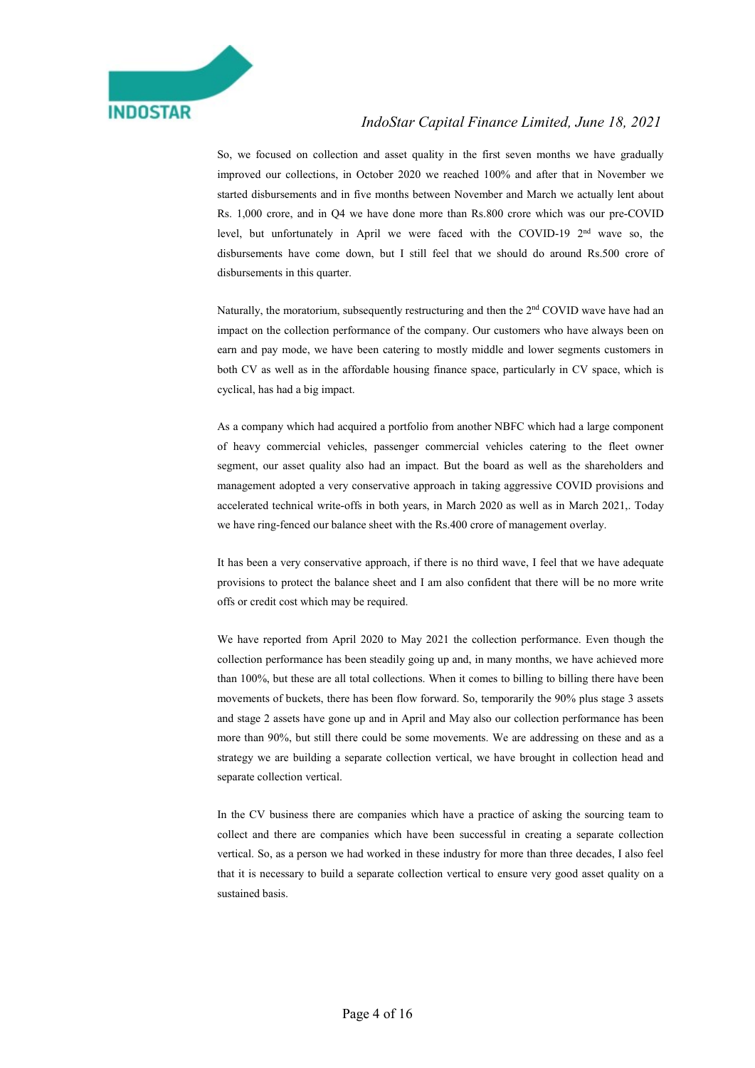So, we focused on collection and asset quality in the first seven months we have gradually improved our collections, in October 2020 we reached 100% and after that in November we started disbursements and in five months between November and March we actually lent about Rs. 1,000 crore, and in Q4 we have done more than Rs.800 crore which was our pre-COVID level, but unfortunately in April we were faced with the COVID-19 2nd wave so, the disbursements have come down, but I still feel that we should do around Rs.500 crore of disbursements in this quarter.

Naturally, the moratorium, subsequently restructuring and then the 2nd COVID wave have had an impact on the collection performance of the company. Our customers who have always been on earn and pay mode, we have been catering to mostly middle and lower segments customers in both CV as well as in the affordable housing finance space, particularly in CV space, which is cyclical, has had a big impact.

As a company which had acquired a portfolio from another NBFC which had a large component of heavy commercial vehicles, passenger commercial vehicles catering to the fleet owner segment, our asset quality also had an impact. But the board as well as the shareholders and management adopted a very conservative approach in taking aggressive COVID provisions and accelerated technical write-offs in both years, in March 2020 as well as in March 2021,. Today we have ring-fenced our balance sheet with the Rs.400 crore of management overlay.

It has been a very conservative approach, if there is no third wave, I feel that we have adequate provisions to protect the balance sheet and I am also confident that there will be no more write offs or credit cost which may be required.

We have reported from April 2020 to May 2021 the collection performance. Even though the collection performance has been steadily going up and, in many months, we have achieved more than 100%, but these are all total collections. When it comes to billing to billing there have been movements of buckets, there has been flow forward. So, temporarily the 90% plus stage 3 assets and stage 2 assets have gone up and in April and May also our collection performance has been more than 90%, but still there could be some movements. We are addressing on these and as a strategy we are building a separate collection vertical, we have brought in collection head and separate collection vertical.

In the CV business there are companies which have a practice of asking the sourcing team to collect and there are companies which have been successful in creating a separate collection vertical. So, as a person we had worked in these industry for more than three decades, I also feel that it is necessary to build a separate collection vertical to ensure very good asset quality on a sustained basis.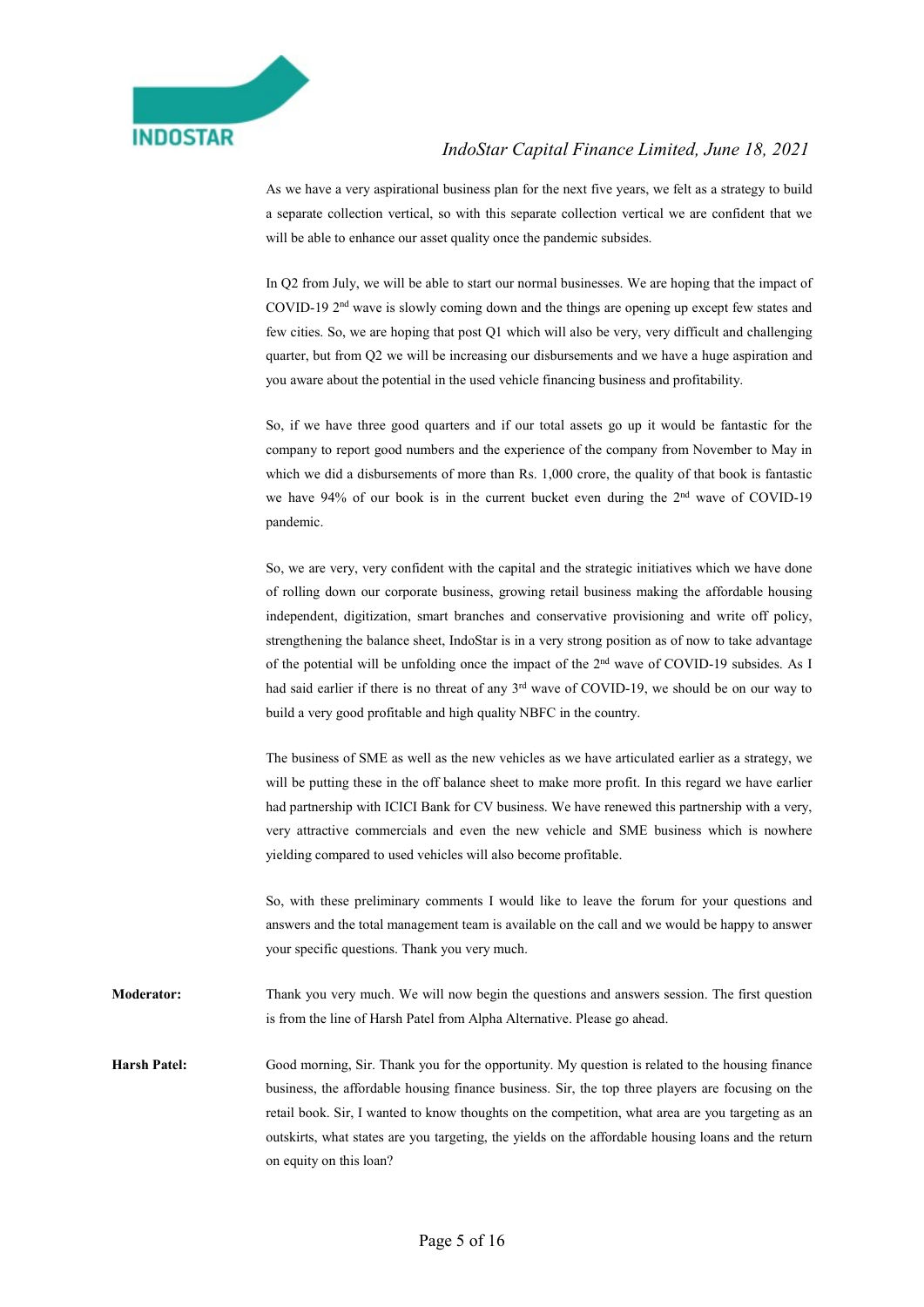As we have a very aspirational business plan for the next five years, we felt as a strategy to build a separate collection vertical, so with this separate collection vertical we are confident that we will be able to enhance our asset quality once the pandemic subsides.

In Q2 from July, we will be able to start our normal businesses. We are hoping that the impact of COVID-19 2nd wave is slowly coming down and the things are opening up except few states and few cities. So, we are hoping that post Q1 which will also be very, very difficult and challenging quarter, but from Q2 we will be increasing our disbursements and we have a huge aspiration and you aware about the potential in the used vehicle financing business and profitability.

So, if we have three good quarters and if our total assets go up it would be fantastic for the company to report good numbers and the experience of the company from November to May in which we did a disbursements of more than Rs. 1,000 crore, the quality of that book is fantastic we have 94% of our book is in the current bucket even during the 2nd wave of COVID-19 pandemic.

So, we are very, very confident with the capital and the strategic initiatives which we have done of rolling down our corporate business, growing retail business making the affordable housing independent, digitization, smart branches and conservative provisioning and write off policy, strengthening the balance sheet, IndoStar is in a very strong position as of now to take advantage of the potential will be unfolding once the impact of the 2nd wave of COVID-19 subsides. As I had said earlier if there is no threat of any 3rd wave of COVID-19, we should be on our way to build a very good profitable and high quality NBFC in the country.

The business of SME as well as the new vehicles as we have articulated earlier as a strategy, we will be putting these in the off balance sheet to make more profit. In this regard we have earlier had partnership with ICICI Bank for CV business. We have renewed this partnership with a very, very attractive commercials and even the new vehicle and SME business which is nowhere yielding compared to used vehicles will also become profitable.

So, with these preliminary comments I would like to leave the forum for your questions and answers and the total management team is available on the call and we would be happy to answer your specific questions. Thank you very much.

**Moderator:** Thank you very much. We will now begin the questions and answers session. The first question is from the line of Harsh Patel from Alpha Alternative. Please go ahead.

**Harsh Patel:** Good morning, Sir. Thank you for the opportunity. My question is related to the housing finance business, the affordable housing finance business. Sir, the top three players are focusing on the retail book. Sir, I wanted to know thoughts on the competition, what area are you targeting as an outskirts, what states are you targeting, the yields on the affordable housing loans and the return on equity on this loan?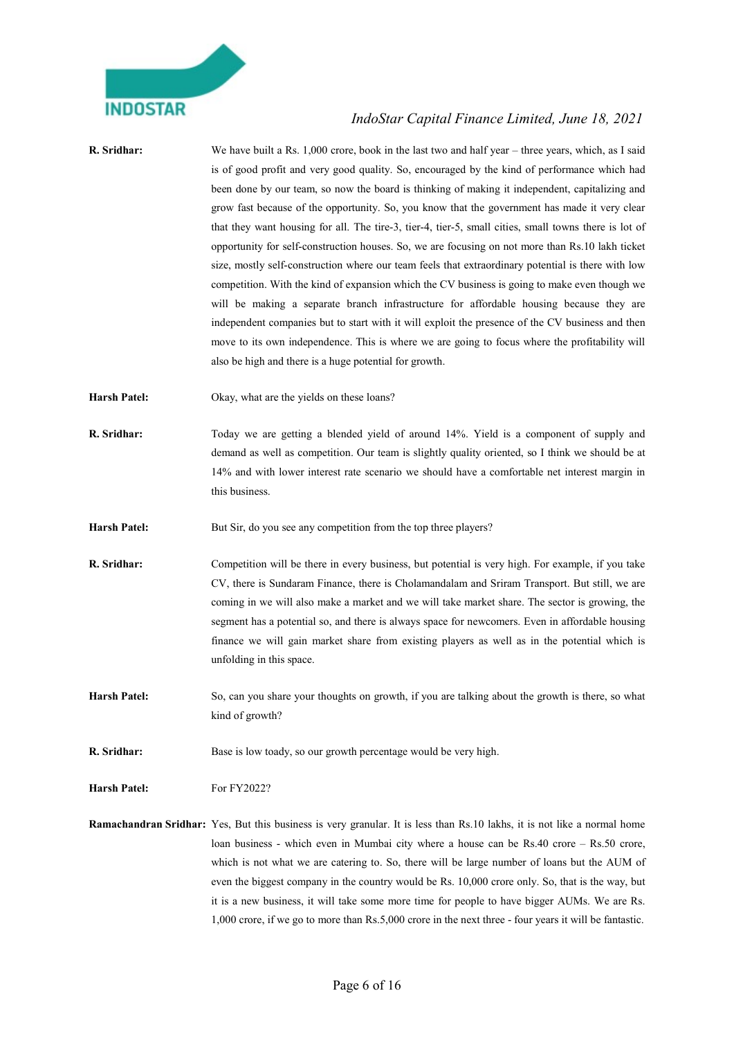**R. Sridhar:** We have built a Rs. 1,000 crore, book in the last two and half year – three years, which, as I said is of good profit and very good quality. So, encouraged by the kind of performance which had been done by our team, so now the board is thinking of making it independent, capitalizing and grow fast because of the opportunity. So, you know that the government has made it very clear that they want housing for all. The tire-3, tier-4, tier-5, small cities, small towns there is lot of opportunity for self-construction houses. So, we are focusing on not more than Rs.10 lakh ticket size, mostly self-construction where our team feels that extraordinary potential is there with low competition. With the kind of expansion which the CV business is going to make even though we will be making a separate branch infrastructure for affordable housing because they are independent companies but to start with it will exploit the presence of the CV business and then move to its own independence. This is where we are going to focus where the profitability will also be high and there is a huge potential for growth.

**Harsh Patel:** Okay, what are the yields on these loans?

**R. Sridhar:** Today we are getting a blended yield of around 14%. Yield is a component of supply and demand as well as competition. Our team is slightly quality oriented, so I think we should be at 14% and with lower interest rate scenario we should have a comfortable net interest margin in this business.

**Harsh Patel:** But Sir, do you see any competition from the top three players?

**R. Sridhar:** Competition will be there in every business, but potential is very high. For example, if you take CV, there is Sundaram Finance, there is Cholamandalam and Sriram Transport. But still, we are coming in we will also make a market and we will take market share. The sector is growing, the segment has a potential so, and there is always space for newcomers. Even in affordable housing finance we will gain market share from existing players as well as in the potential which is unfolding in this space.

**Harsh Patel:** So, can you share your thoughts on growth, if you are talking about the growth is there, so what kind of growth?

**R. Sridhar:** Base is low toady, so our growth percentage would be very high.

**Harsh Patel:** For FY2022?

**Ramachandran Sridhar:** Yes, But this business is very granular. It is less than Rs.10 lakhs, it is not like a normal home loan business - which even in Mumbai city where a house can be Rs.40 crore – Rs.50 crore, which is not what we are catering to. So, there will be large number of loans but the AUM of even the biggest company in the country would be Rs. 10,000 crore only. So, that is the way, but it is a new business, it will take some more time for people to have bigger AUMs. We are Rs. 1,000 crore, if we go to more than Rs.5,000 crore in the next three - four years it will be fantastic.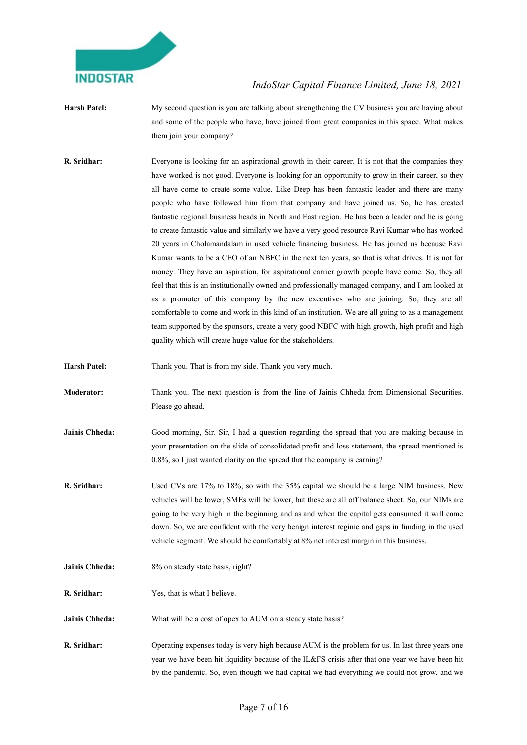**Harsh Patel:** My second question is you are talking about strengthening the CV business you are having about and some of the people who have, have joined from great companies in this space. What makes them join your company?

**R. Sridhar:** Everyone is looking for an aspirational growth in their career. It is not that the companies they have worked is not good. Everyone is looking for an opportunity to grow in their career, so they all have come to create some value. Like Deep has been fantastic leader and there are many people who have followed him from that company and have joined us. So, he has created fantastic regional business heads in North and East region. He has been a leader and he is going to create fantastic value and similarly we have a very good resource Ravi Kumar who has worked 20 years in Cholamandalam in used vehicle financing business. He has joined us because Ravi Kumar wants to be a CEO of an NBFC in the next ten years, so that is what drives. It is not for money. They have an aspiration, for aspirational carrier growth people have come. So, they all feel that this is an institutionally owned and professionally managed company, and I am looked at as a promoter of this company by the new executives who are joining. So, they are all comfortable to come and work in this kind of an institution. We are all going to as a management team supported by the sponsors, create a very good NBFC with high growth, high profit and high quality which will create huge value for the stakeholders.

**Harsh Patel:** Thank you. That is from my side. Thank you very much.

**Moderator:** Thank you. The next question is from the line of Jainis Chheda from Dimensional Securities. Please go ahead.

**Jainis Chheda:** Good morning, Sir. Sir, I had a question regarding the spread that you are making because in your presentation on the slide of consolidated profit and loss statement, the spread mentioned is 0.8%, so I just wanted clarity on the spread that the company is earning?

**R. Sridhar:** Used CVs are 17% to 18%, so with the 35% capital we should be a large NIM business. New vehicles will be lower, SMEs will be lower, but these are all off balance sheet. So, our NIMs are going to be very high in the beginning and as and when the capital gets consumed it will come down. So, we are confident with the very benign interest regime and gaps in funding in the used vehicle segment. We should be comfortably at 8% net interest margin in this business.

**Jainis Chheda:** 8% on steady state basis, right?

**R. Sridhar:** Yes, that is what I believe.

**Jainis Chheda:** What will be a cost of opex to AUM on a steady state basis?

**R. Sridhar:** Operating expenses today is very high because AUM is the problem for us. In last three years one year we have been hit liquidity because of the IL&FS crisis after that one year we have been hit by the pandemic. So, even though we had capital we had everything we could not grow, and we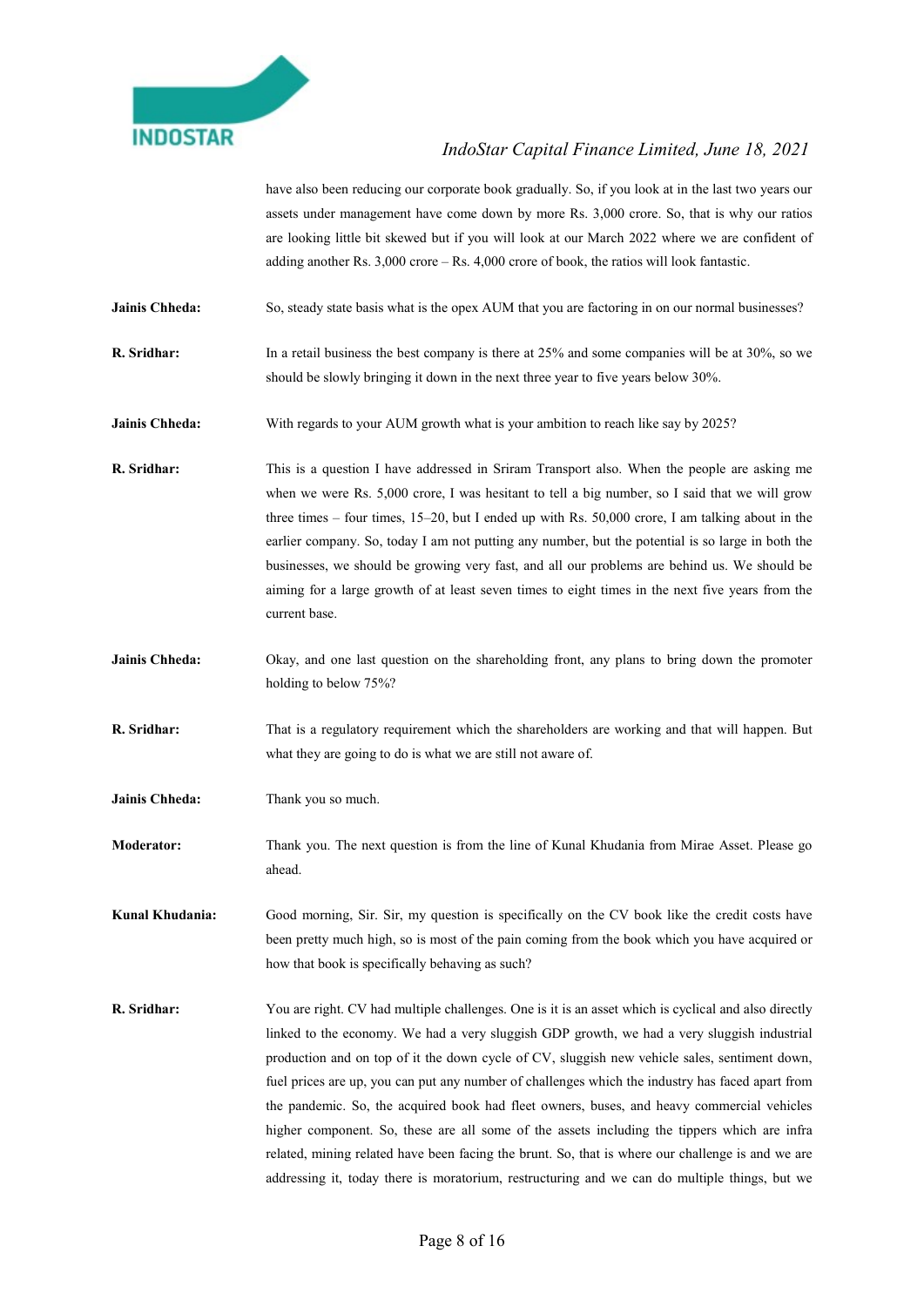have also been reducing our corporate book gradually. So, if you look at in the last two years our assets under management have come down by more Rs. 3,000 crore. So, that is why our ratios are looking little bit skewed but if you will look at our March 2022 where we are confident of adding another Rs. 3,000 crore – Rs. 4,000 crore of book, the ratios will look fantastic.

**Jainis Chheda:** So, steady state basis what is the opex AUM that you are factoring in on our normal businesses?

**R. Sridhar:** In a retail business the best company is there at 25% and some companies will be at 30%, so we should be slowly bringing it down in the next three year to five years below 30%.

**Jainis Chheda:** With regards to your AUM growth what is your ambition to reach like say by 2025?

**R. Sridhar:** This is a question I have addressed in Sriram Transport also. When the people are asking me when we were Rs. 5,000 crore, I was hesitant to tell a big number, so I said that we will grow three times – four times, 15–20, but I ended up with Rs. 50,000 crore, I am talking about in the earlier company. So, today I am not putting any number, but the potential is so large in both the businesses, we should be growing very fast, and all our problems are behind us. We should be aiming for a large growth of at least seven times to eight times in the next five years from the current base.

**Jainis Chheda:** Okay, and one last question on the shareholding front, any plans to bring down the promoter holding to below 75%?

**R. Sridhar:** That is a regulatory requirement which the shareholders are working and that will happen. But what they are going to do is what we are still not aware of.

**Jainis Chheda:** Thank you so much.

**Moderator:** Thank you. The next question is from the line of Kunal Khudania from Mirae Asset. Please go ahead.

**Kunal Khudania:** Good morning, Sir. Sir, my question is specifically on the CV book like the credit costs have been pretty much high, so is most of the pain coming from the book which you have acquired or how that book is specifically behaving as such?

**R. Sridhar:** You are right. CV had multiple challenges. One is it is an asset which is cyclical and also directly linked to the economy. We had a very sluggish GDP growth, we had a very sluggish industrial production and on top of it the down cycle of CV, sluggish new vehicle sales, sentiment down, fuel prices are up, you can put any number of challenges which the industry has faced apart from the pandemic. So, the acquired book had fleet owners, buses, and heavy commercial vehicles higher component. So, these are all some of the assets including the tippers which are infra related, mining related have been facing the brunt. So, that is where our challenge is and we are addressing it, today there is moratorium, restructuring and we can do multiple things, but we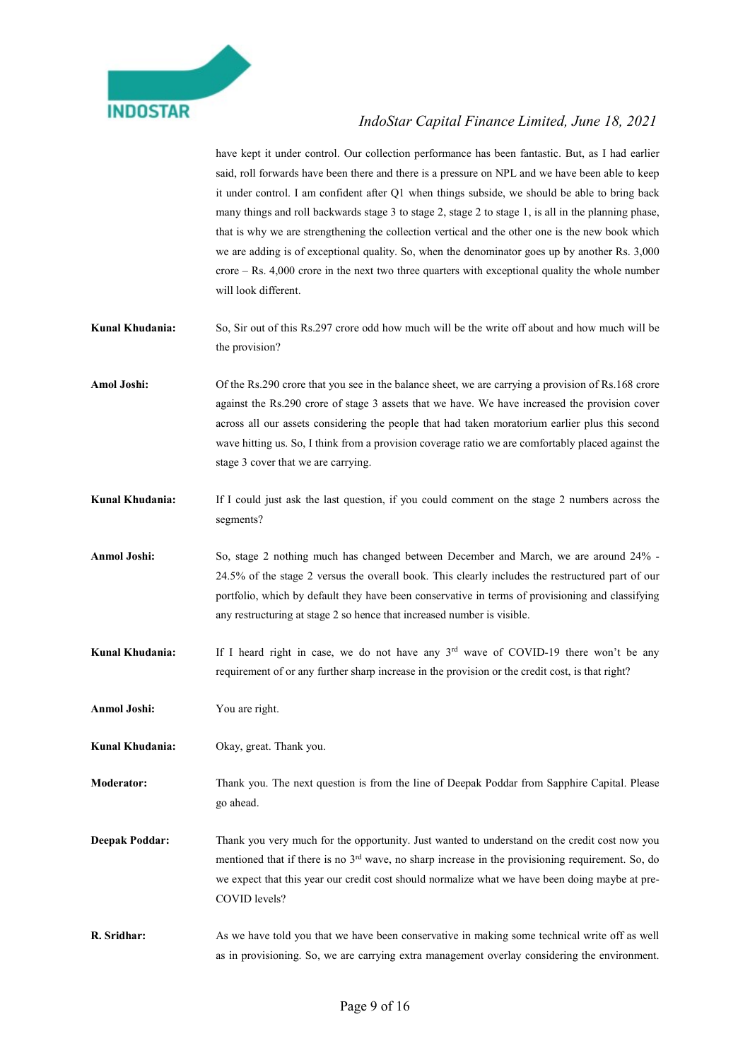have kept it under control. Our collection performance has been fantastic. But, as I had earlier said, roll forwards have been there and there is a pressure on NPL and we have been able to keep it under control. I am confident after Q1 when things subside, we should be able to bring back many things and roll backwards stage 3 to stage 2, stage 2 to stage 1, is all in the planning phase, that is why we are strengthening the collection vertical and the other one is the new book which we are adding is of exceptional quality. So, when the denominator goes up by another Rs. 3,000 crore – Rs. 4,000 crore in the next two three quarters with exceptional quality the whole number will look different.

**Kunal Khudania:** So, Sir out of this Rs.297 crore odd how much will be the write off about and how much will be the provision?

**Amol Joshi:** Of the Rs.290 crore that you see in the balance sheet, we are carrying a provision of Rs.168 crore against the Rs.290 crore of stage 3 assets that we have. We have increased the provision cover across all our assets considering the people that had taken moratorium earlier plus this second wave hitting us. So, I think from a provision coverage ratio we are comfortably placed against the stage 3 cover that we are carrying.

**Kunal Khudania:** If I could just ask the last question, if you could comment on the stage 2 numbers across the segments?

**Anmol Joshi:** So, stage 2 nothing much has changed between December and March, we are around 24% - 24.5% of the stage 2 versus the overall book. This clearly includes the restructured part of our portfolio, which by default they have been conservative in terms of provisioning and classifying any restructuring at stage 2 so hence that increased number is visible.

**Kunal Khudania:** If I heard right in case, we do not have any 3rd wave of COVID-19 there won't be any requirement of or any further sharp increase in the provision or the credit cost, is that right?

**Anmol Joshi:** You are right.

**Kunal Khudania:** Okay, great. Thank you.

**Moderator:** Thank you. The next question is from the line of Deepak Poddar from Sapphire Capital. Please go ahead.

**Deepak Poddar:** Thank you very much for the opportunity. Just wanted to understand on the credit cost now you mentioned that if there is no 3rd wave, no sharp increase in the provisioning requirement. So, do we expect that this year our credit cost should normalize what we have been doing maybe at pre-COVID levels?

**R. Sridhar:** As we have told you that we have been conservative in making some technical write off as well as in provisioning. So, we are carrying extra management overlay considering the environment.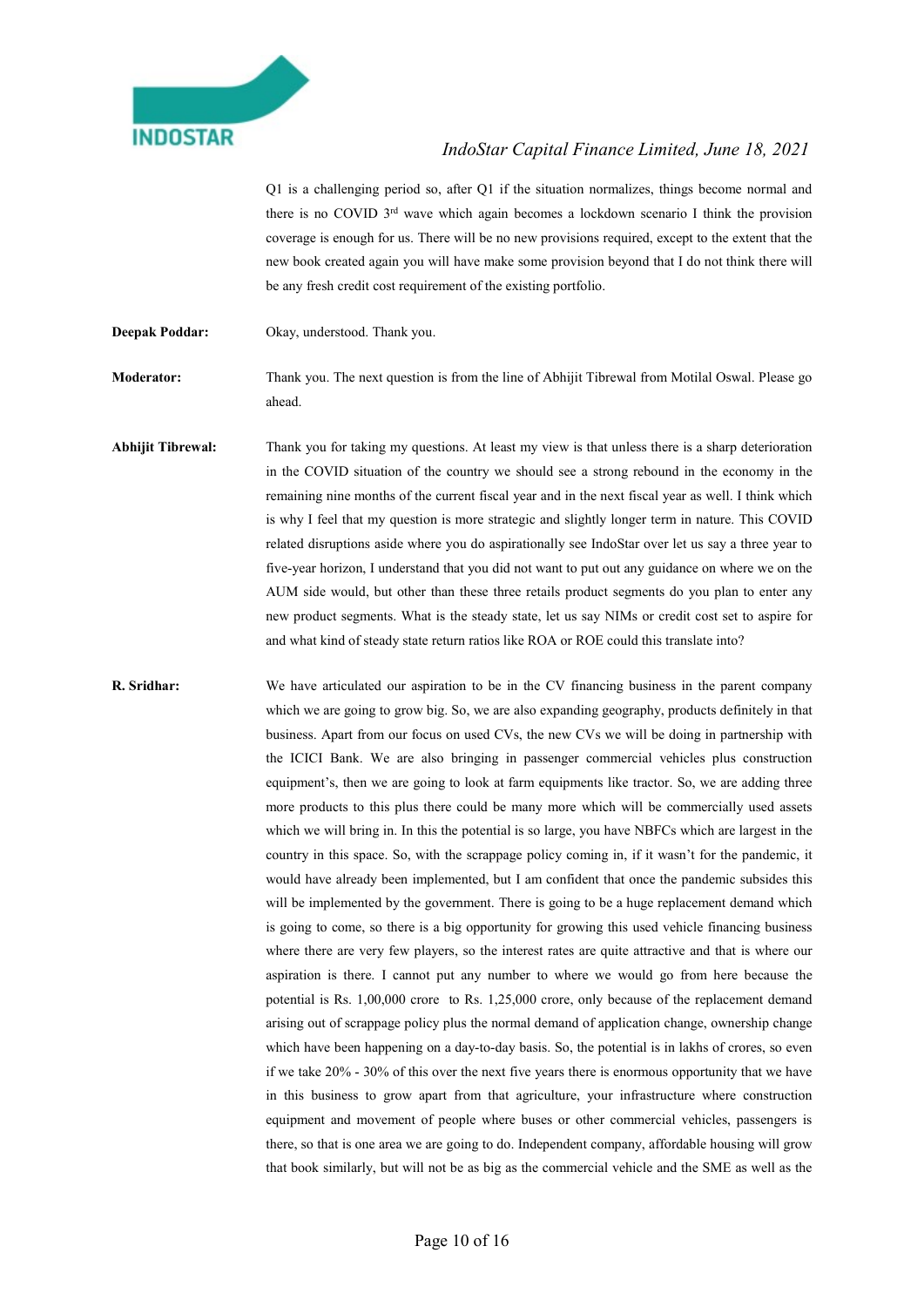Q1 is a challenging period so, after Q1 if the situation normalizes, things become normal and there is no COVID 3rd wave which again becomes a lockdown scenario I think the provision coverage is enough for us. There will be no new provisions required, except to the extent that the new book created again you will have make some provision beyond that I do not think there will be any fresh credit cost requirement of the existing portfolio.

**Deepak Poddar:** Okay, understood. Thank you.

**Moderator:** Thank you. The next question is from the line of Abhijit Tibrewal from Motilal Oswal. Please go ahead.

**Abhijit Tibrewal:** Thank you for taking my questions. At least my view is that unless there is a sharp deterioration in the COVID situation of the country we should see a strong rebound in the economy in the remaining nine months of the current fiscal year and in the next fiscal year as well. I think which is why I feel that my question is more strategic and slightly longer term in nature. This COVID related disruptions aside where you do aspirationally see IndoStar over let us say a three year to five-year horizon, I understand that you did not want to put out any guidance on where we on the AUM side would, but other than these three retails product segments do you plan to enter any new product segments. What is the steady state, let us say NIMs or credit cost set to aspire for and what kind of steady state return ratios like ROA or ROE could this translate into?

**R. Sridhar:** We have articulated our aspiration to be in the CV financing business in the parent company which we are going to grow big. So, we are also expanding geography, products definitely in that business. Apart from our focus on used CVs, the new CVs we will be doing in partnership with the ICICI Bank. We are also bringing in passenger commercial vehicles plus construction equipment's, then we are going to look at farm equipments like tractor. So, we are adding three more products to this plus there could be many more which will be commercially used assets which we will bring in. In this the potential is so large, you have NBFCs which are largest in the country in this space. So, with the scrappage policy coming in, if it wasn't for the pandemic, it would have already been implemented, but I am confident that once the pandemic subsides this will be implemented by the government. There is going to be a huge replacement demand which is going to come, so there is a big opportunity for growing this used vehicle financing business where there are very few players, so the interest rates are quite attractive and that is where our aspiration is there. I cannot put any number to where we would go from here because the potential is Rs. 1,00,000 crore to Rs. 1,25,000 crore, only because of the replacement demand arising out of scrappage policy plus the normal demand of application change, ownership change which have been happening on a day-to-day basis. So, the potential is in lakhs of crores, so even if we take 20% - 30% of this over the next five years there is enormous opportunity that we have in this business to grow apart from that agriculture, your infrastructure where construction equipment and movement of people where buses or other commercial vehicles, passengers is there, so that is one area we are going to do. Independent company, affordable housing will grow that book similarly, but will not be as big as the commercial vehicle and the SME as well as the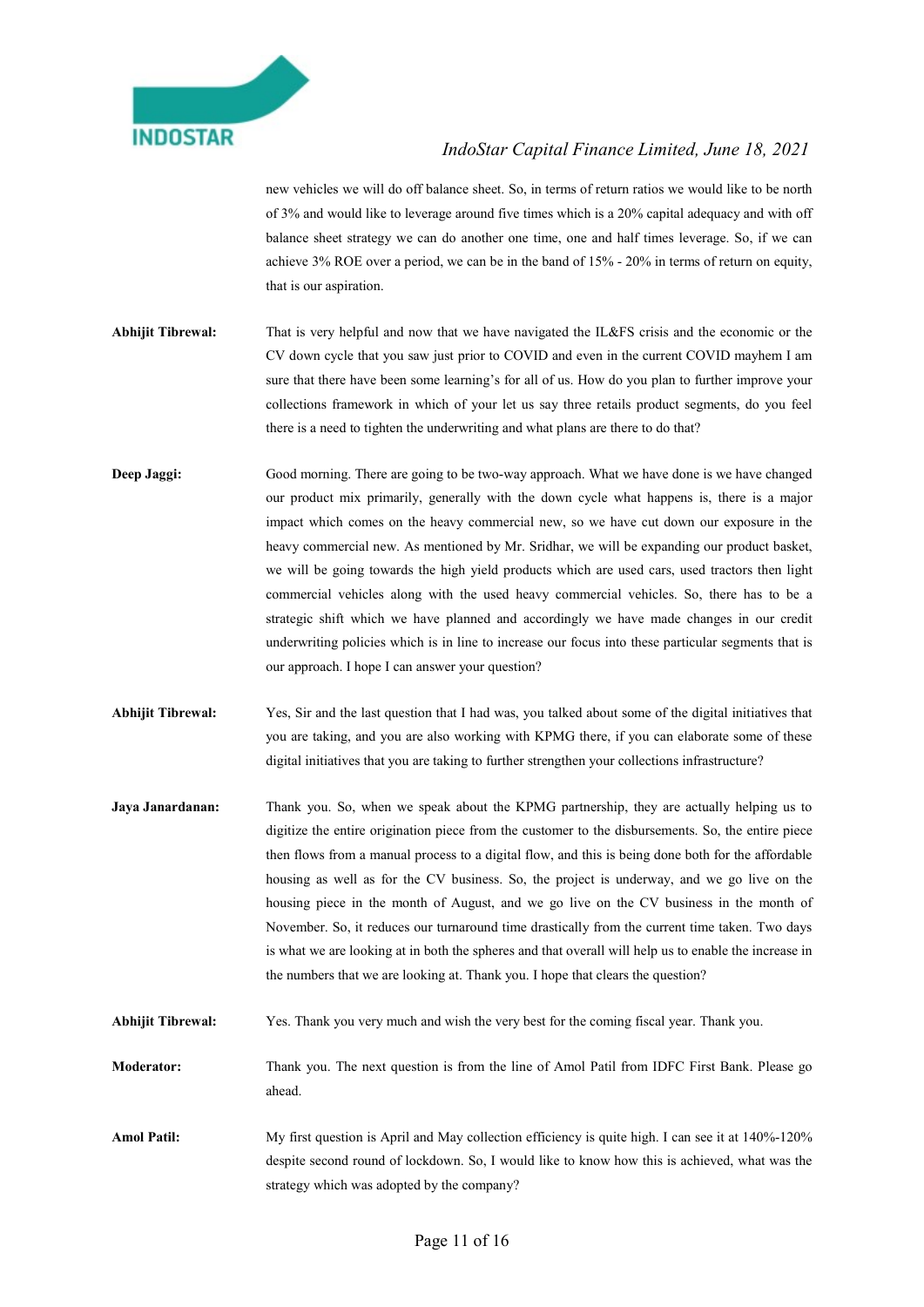new vehicles we will do off balance sheet. So, in terms of return ratios we would like to be north of 3% and would like to leverage around five times which is a 20% capital adequacy and with off balance sheet strategy we can do another one time, one and half times leverage. So, if we can achieve 3% ROE over a period, we can be in the band of 15% - 20% in terms of return on equity, that is our aspiration.

**Abhijit Tibrewal:** That is very helpful and now that we have navigated the IL&FS crisis and the economic or the CV down cycle that you saw just prior to COVID and even in the current COVID mayhem I am sure that there have been some learning's for all of us. How do you plan to further improve your collections framework in which of your let us say three retails product segments, do you feel there is a need to tighten the underwriting and what plans are there to do that?

**Deep Jaggi:** Good morning. There are going to be two-way approach. What we have done is we have changed our product mix primarily, generally with the down cycle what happens is, there is a major impact which comes on the heavy commercial new, so we have cut down our exposure in the heavy commercial new. As mentioned by Mr. Sridhar, we will be expanding our product basket, we will be going towards the high yield products which are used cars, used tractors then light commercial vehicles along with the used heavy commercial vehicles. So, there has to be a strategic shift which we have planned and accordingly we have made changes in our credit underwriting policies which is in line to increase our focus into these particular segments that is our approach. I hope I can answer your question?

**Abhijit Tibrewal:** Yes, Sir and the last question that I had was, you talked about some of the digital initiatives that you are taking, and you are also working with KPMG there, if you can elaborate some of these digital initiatives that you are taking to further strengthen your collections infrastructure?

**Jaya Janardanan:** Thank you. So, when we speak about the KPMG partnership, they are actually helping us to digitize the entire origination piece from the customer to the disbursements. So, the entire piece then flows from a manual process to a digital flow, and this is being done both for the affordable housing as well as for the CV business. So, the project is underway, and we go live on the housing piece in the month of August, and we go live on the CV business in the month of November. So, it reduces our turnaround time drastically from the current time taken. Two days is what we are looking at in both the spheres and that overall will help us to enable the increase in the numbers that we are looking at. Thank you. I hope that clears the question?

**Abhijit Tibrewal:** Yes. Thank you very much and wish the very best for the coming fiscal year. Thank you.

**Moderator:** Thank you. The next question is from the line of Amol Patil from IDFC First Bank. Please go ahead.

**Amol Patil:** My first question is April and May collection efficiency is quite high. I can see it at 140%-120% despite second round of lockdown. So, I would like to know how this is achieved, what was the strategy which was adopted by the company?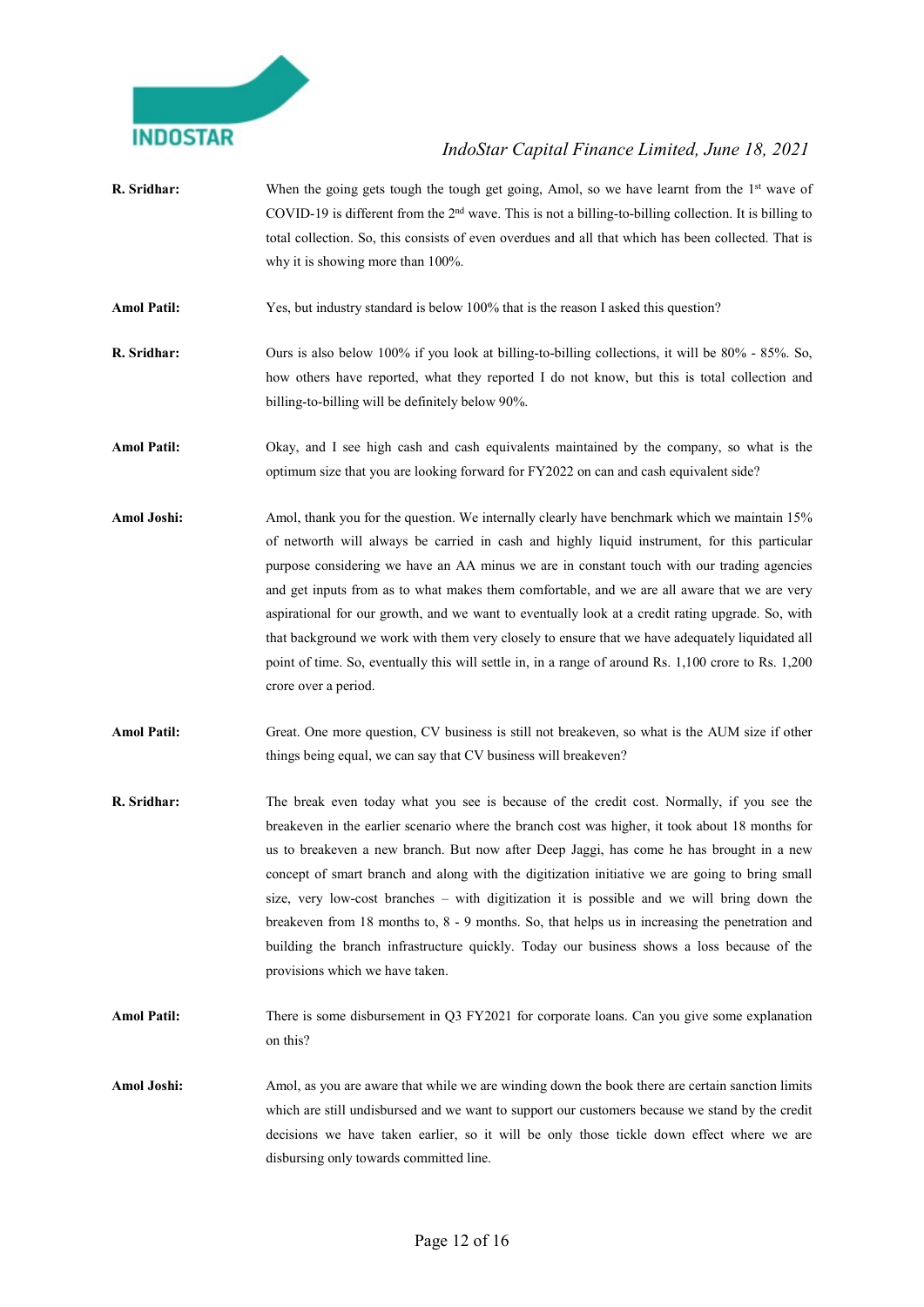**R. Sridhar:** When the going gets tough the tough get going, Amol, so we have learnt from the 1st wave of COVID-19 is different from the 2nd wave. This is not a billing-to-billing collection. It is billing to total collection. So, this consists of even overdues and all that which has been collected. That is why it is showing more than 100%.

**Amol Patil:** Yes, but industry standard is below 100% that is the reason I asked this question?

**R. Sridhar:** Ours is also below 100% if you look at billing-to-billing collections, it will be 80% - 85%. So, how others have reported, what they reported I do not know, but this is total collection and billing-to-billing will be definitely below 90%.

**Amol Patil:** Okay, and I see high cash and cash equivalents maintained by the company, so what is the optimum size that you are looking forward for FY2022 on can and cash equivalent side?

**Amol Joshi:** Amol, thank you for the question. We internally clearly have benchmark which we maintain 15% of networth will always be carried in cash and highly liquid instrument, for this particular purpose considering we have an AA minus we are in constant touch with our trading agencies and get inputs from as to what makes them comfortable, and we are all aware that we are very aspirational for our growth, and we want to eventually look at a credit rating upgrade. So, with that background we work with them very closely to ensure that we have adequately liquidated all point of time. So, eventually this will settle in, in a range of around Rs. 1,100 crore to Rs. 1,200 crore over a period.

**Amol Patil:** Great. One more question, CV business is still not breakeven, so what is the AUM size if other things being equal, we can say that CV business will breakeven?

**R. Sridhar:** The break even today what you see is because of the credit cost. Normally, if you see the breakeven in the earlier scenario where the branch cost was higher, it took about 18 months for us to breakeven a new branch. But now after Deep Jaggi, has come he has brought in a new concept of smart branch and along with the digitization initiative we are going to bring small size, very low-cost branches – with digitization it is possible and we will bring down the breakeven from 18 months to, 8 - 9 months. So, that helps us in increasing the penetration and building the branch infrastructure quickly. Today our business shows a loss because of the provisions which we have taken.

**Amol Patil:** There is some disbursement in Q3 FY2021 for corporate loans. Can you give some explanation on this?

**Amol Joshi:** Amol, as you are aware that while we are winding down the book there are certain sanction limits which are still undisbursed and we want to support our customers because we stand by the credit decisions we have taken earlier, so it will be only those tickle down effect where we are disbursing only towards committed line.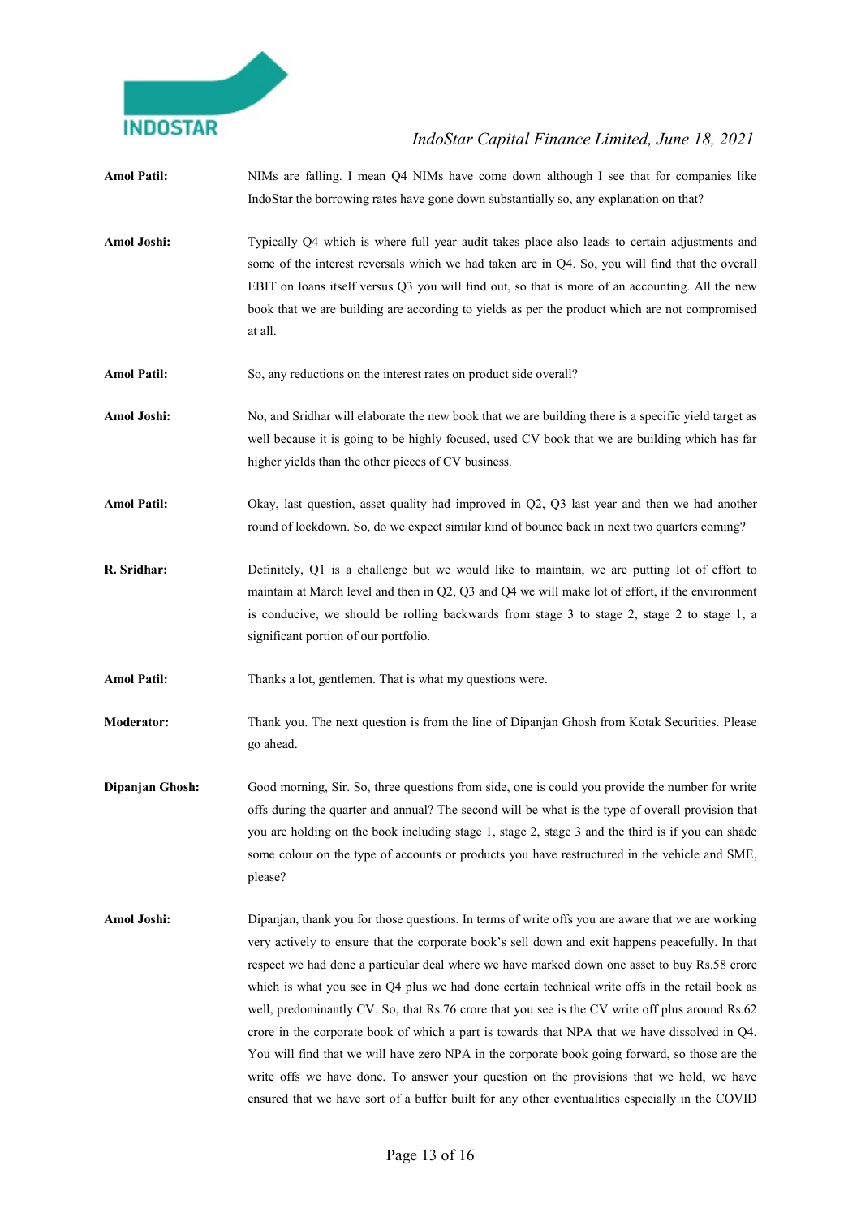**Amol Patil:** NIMs are falling. I mean Q4 NIMs have come down although I see that for companies like IndoStar the borrowing rates have gone down substantially so, any explanation on that?

**Amol Joshi:** Typically Q4 which is where full year audit takes place also leads to certain adjustments and some of the interest reversals which we had taken are in Q4. So, you will find that the overall EBIT on loans itself versus Q3 you will find out, so that is more of an accounting. All the new book that we are building are according to yields as per the product which are not compromised at all.

**Amol Patil:** So, any reductions on the interest rates on product side overall?

**Amol Joshi:** No, and Sridhar will elaborate the new book that we are building there is a specific yield target as well because it is going to be highly focused, used CV book that we are building which has far higher yields than the other pieces of CV business.

**Amol Patil:** Okay, last question, asset quality had improved in Q2, Q3 last year and then we had another round of lockdown. So, do we expect similar kind of bounce back in next two quarters coming?

**R. Sridhar:** Definitely, Q1 is a challenge but we would like to maintain, we are putting lot of effort to maintain at March level and then in Q2, Q3 and Q4 we will make lot of effort, if the environment is conducive, we should be rolling backwards from stage 3 to stage 2, stage 2 to stage 1, a significant portion of our portfolio.

**Amol Patil:** Thanks a lot, gentlemen. That is what my questions were.

**Moderator:** Thank you. The next question is from the line of Dipanjan Ghosh from Kotak Securities. Please go ahead.

**Dipanjan Ghosh:** Good morning, Sir. So, three questions from side, one is could you provide the number for write offs during the quarter and annual? The second will be what is the type of overall provision that you are holding on the book including stage 1, stage 2, stage 3 and the third is if you can shade some colour on the type of accounts or products you have restructured in the vehicle and SME, please?

**Amol Joshi:** Dipanjan, thank you for those questions. In terms of write offs you are aware that we are working very actively to ensure that the corporate book's sell down and exit happens peacefully. In that respect we had done a particular deal where we have marked down one asset to buy Rs.58 crore which is what you see in Q4 plus we had done certain technical write offs in the retail book as well, predominantly CV. So, that Rs.76 crore that you see is the CV write off plus around Rs.62 crore in the corporate book of which a part is towards that NPA that we have dissolved in Q4. You will find that we will have zero NPA in the corporate book going forward, so those are the write offs we have done. To answer your question on the provisions that we hold, we have ensured that we have sort of a buffer built for any other eventualities especially in the COVID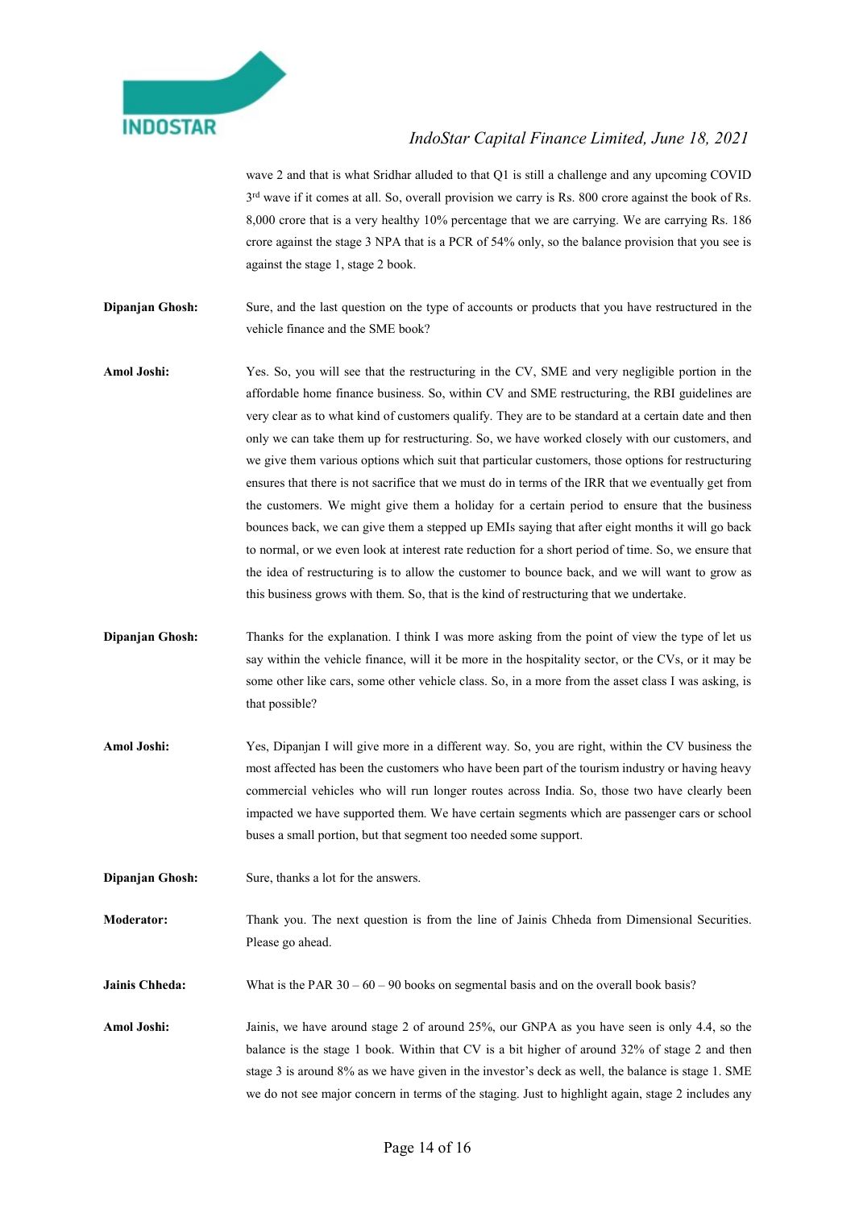wave 2 and that is what Sridhar alluded to that Q1 is still a challenge and any upcoming COVID 3rd wave if it comes at all. So, overall provision we carry is Rs. 800 crore against the book of Rs. 8,000 crore that is a very healthy 10% percentage that we are carrying. We are carrying Rs. 186 crore against the stage 3 NPA that is a PCR of 54% only, so the balance provision that you see is against the stage 1, stage 2 book.

**Dipanjan Ghosh:** Sure, and the last question on the type of accounts or products that you have restructured in the vehicle finance and the SME book?

**Amol Joshi:** Yes. So, you will see that the restructuring in the CV, SME and very negligible portion in the affordable home finance business. So, within CV and SME restructuring, the RBI guidelines are very clear as to what kind of customers qualify. They are to be standard at a certain date and then only we can take them up for restructuring. So, we have worked closely with our customers, and we give them various options which suit that particular customers, those options for restructuring ensures that there is not sacrifice that we must do in terms of the IRR that we eventually get from the customers. We might give them a holiday for a certain period to ensure that the business bounces back, we can give them a stepped up EMIs saying that after eight months it will go back to normal, or we even look at interest rate reduction for a short period of time. So, we ensure that the idea of restructuring is to allow the customer to bounce back, and we will want to grow as this business grows with them. So, that is the kind of restructuring that we undertake.

**Dipanjan Ghosh:** Thanks for the explanation. I think I was more asking from the point of view the type of let us say within the vehicle finance, will it be more in the hospitality sector, or the CVs, or it may be some other like cars, some other vehicle class. So, in a more from the asset class I was asking, is that possible?

**Amol Joshi:** Yes, Dipanjan I will give more in a different way. So, you are right, within the CV business the most affected has been the customers who have been part of the tourism industry or having heavy commercial vehicles who will run longer routes across India. So, those two have clearly been impacted we have supported them. We have certain segments which are passenger cars or school buses a small portion, but that segment too needed some support.

**Dipanjan Ghosh:** Sure, thanks a lot for the answers.

**Moderator:** Thank you. The next question is from the line of Jainis Chheda from Dimensional Securities. Please go ahead.

**Jainis Chheda:** What is the PAR 30 – 60 – 90 books on segmental basis and on the overall book basis?

**Amol Joshi:** Jainis, we have around stage 2 of around 25%, our GNPA as you have seen is only 4.4, so the balance is the stage 1 book. Within that CV is a bit higher of around 32% of stage 2 and then stage 3 is around 8% as we have given in the investor's deck as well, the balance is stage 1. SME we do not see major concern in terms of the staging. Just to highlight again, stage 2 includes any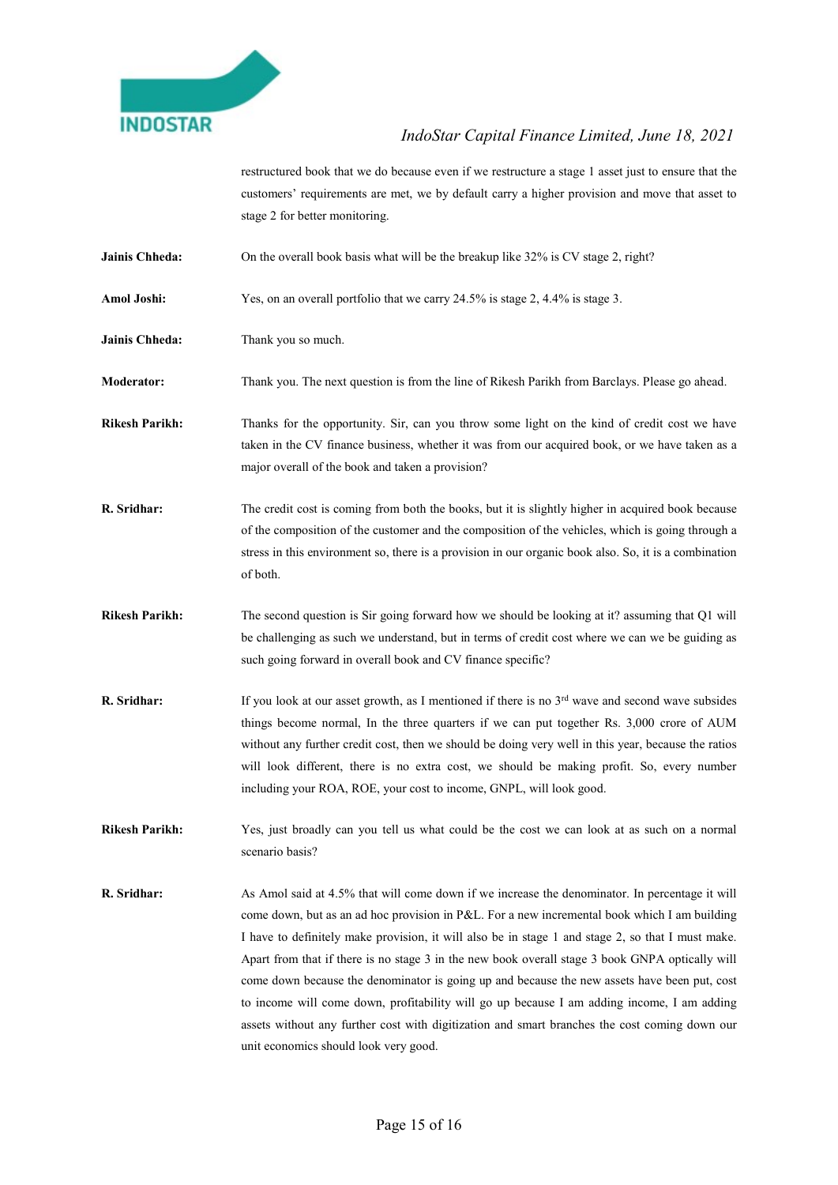restructured book that we do because even if we restructure a stage 1 asset just to ensure that the customers' requirements are met, we by default carry a higher provision and move that asset to stage 2 for better monitoring.

**Jainis Chheda:** On the overall book basis what will be the breakup like 32% is CV stage 2, right?

**Amol Joshi:** Yes, on an overall portfolio that we carry 24.5% is stage 2, 4.4% is stage 3.

**Jainis Chheda:** Thank you so much.

**Moderator:** Thank you. The next question is from the line of Rikesh Parikh from Barclays. Please go ahead.

**Rikesh Parikh:** Thanks for the opportunity. Sir, can you throw some light on the kind of credit cost we have taken in the CV finance business, whether it was from our acquired book, or we have taken as a major overall of the book and taken a provision?

**R. Sridhar:** The credit cost is coming from both the books, but it is slightly higher in acquired book because of the composition of the customer and the composition of the vehicles, which is going through a stress in this environment so, there is a provision in our organic book also. So, it is a combination of both.

**Rikesh Parikh:** The second question is Sir going forward how we should be looking at it? assuming that Q1 will be challenging as such we understand, but in terms of credit cost where we can we be guiding as such going forward in overall book and CV finance specific?

**R. Sridhar:** If you look at our asset growth, as I mentioned if there is no 3rd wave and second wave subsides things become normal, In the three quarters if we can put together Rs. 3,000 crore of AUM without any further credit cost, then we should be doing very well in this year, because the ratios will look different, there is no extra cost, we should be making profit. So, every number including your ROA, ROE, your cost to income, GNPL, will look good.

**Rikesh Parikh:** Yes, just broadly can you tell us what could be the cost we can look at as such on a normal scenario basis?

**R. Sridhar:** As Amol said at 4.5% that will come down if we increase the denominator. In percentage it will come down, but as an ad hoc provision in P&L. For a new incremental book which I am building I have to definitely make provision, it will also be in stage 1 and stage 2, so that I must make. Apart from that if there is no stage 3 in the new book overall stage 3 book GNPA optically will come down because the denominator is going up and because the new assets have been put, cost to income will come down, profitability will go up because I am adding income, I am adding assets without any further cost with digitization and smart branches the cost coming down our unit economics should look very good.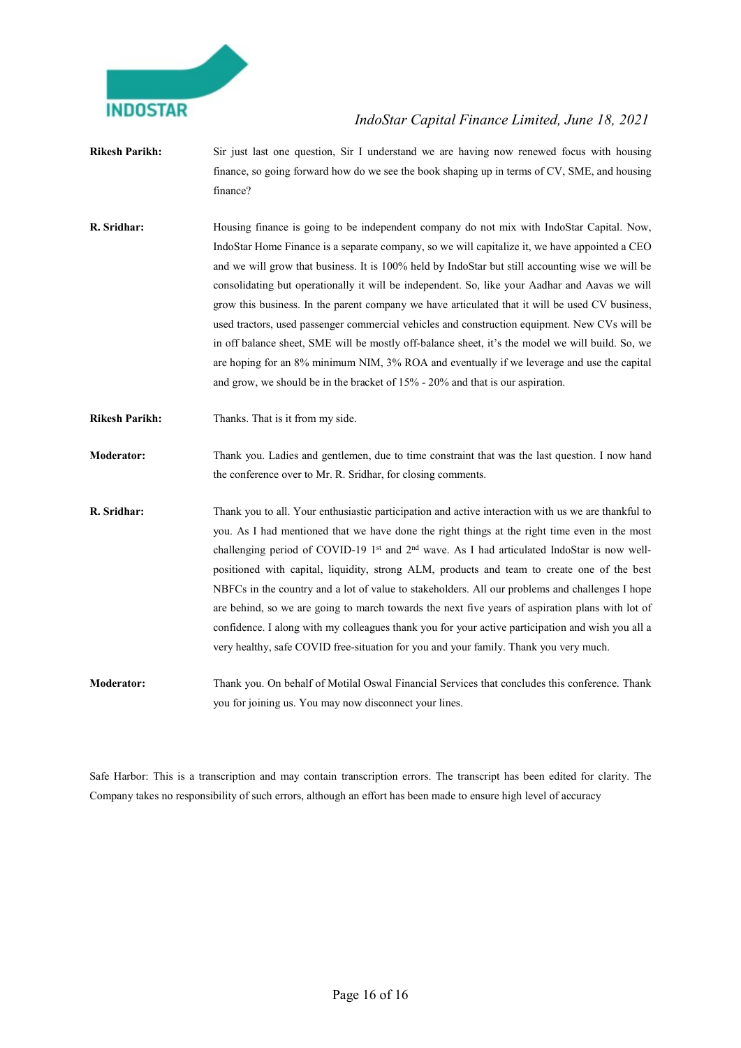**Rikesh Parikh:** Sir just last one question, Sir I understand we are having now renewed focus with housing finance, so going forward how do we see the book shaping up in terms of CV, SME, and housing finance?

**R. Sridhar:** Housing finance is going to be independent company do not mix with IndoStar Capital. Now, IndoStar Home Finance is a separate company, so we will capitalize it, we have appointed a CEO and we will grow that business. It is 100% held by IndoStar but still accounting wise we will be consolidating but operationally it will be independent. So, like your Aadhar and Aavas we will grow this business. In the parent company we have articulated that it will be used CV business, used tractors, used passenger commercial vehicles and construction equipment. New CVs will be in off balance sheet, SME will be mostly off-balance sheet, it's the model we will build. So, we are hoping for an 8% minimum NIM, 3% ROA and eventually if we leverage and use the capital and grow, we should be in the bracket of 15% - 20% and that is our aspiration.

**Rikesh Parikh:** Thanks. That is it from my side.

**Moderator:** Thank you. Ladies and gentlemen, due to time constraint that was the last question. I now hand the conference over to Mr. R. Sridhar, for closing comments.

**R. Sridhar:** Thank you to all. Your enthusiastic participation and active interaction with us we are thankful to you. As I had mentioned that we have done the right things at the right time even in the most challenging period of COVID-19 1st and 2nd wave. As I had articulated IndoStar is now well-positioned with capital, liquidity, strong ALM, products and team to create one of the best NBFCs in the country and a lot of value to stakeholders. All our problems and challenges I hope are behind, so we are going to march towards the next five years of aspiration plans with lot of confidence. I along with my colleagues thank you for your active participation and wish you all a very healthy, safe COVID free-situation for you and your family. Thank you very much.

**Moderator:** Thank you. On behalf of Motilal Oswal Financial Services that concludes this conference. Thank you for joining us. You may now disconnect your lines.

Safe Harbor: This is a transcription and may contain transcription errors. The transcript has been edited for clarity. The Company takes no responsibility of such errors, although an effort has been made to ensure high level of accuracy